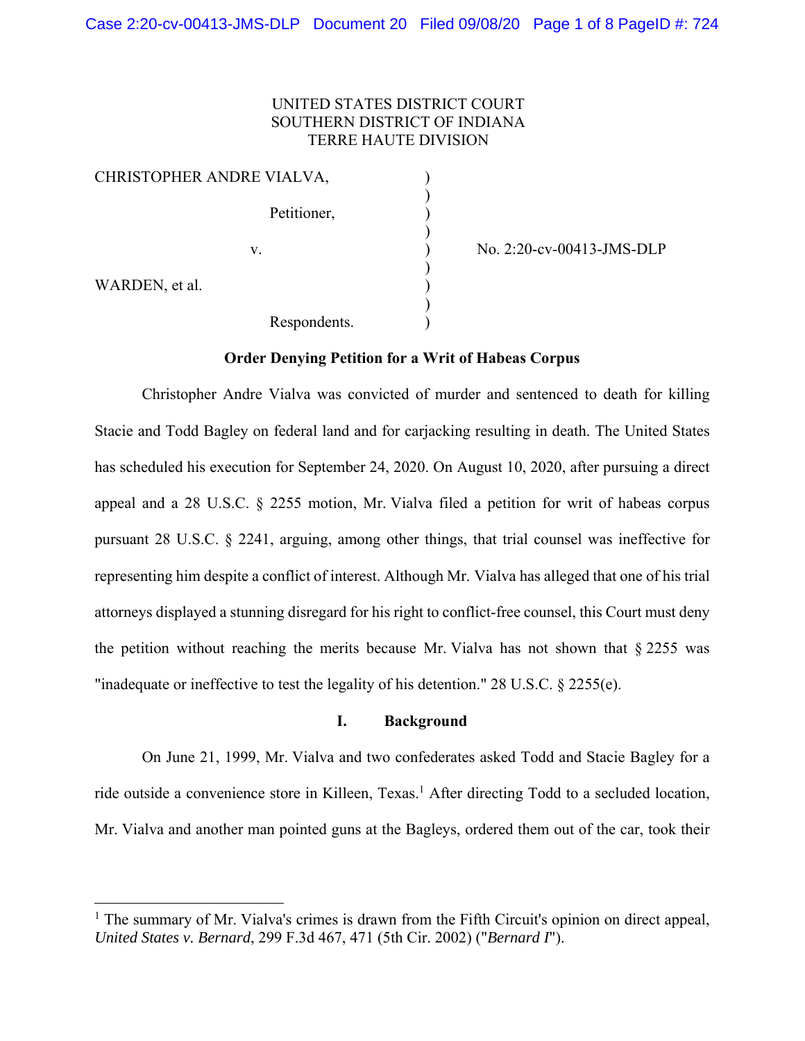UNITED STATES DISTRICT COURT
SOUTHERN DISTRICT OF INDIANA
TERRE HAUTE DIVISION

| | | |
|---|---|---|
| CHRISTOPHER ANDRE VIALVA, | ) | |
| Petitioner, | ) | |
| v. | ) | No. 2:20-cv-00413-JMS-DLP |
| WARDEN, et al. | ) | |
| Respondents. | ) | |

**Order Denying Petition for a Writ of Habeas Corpus**

Christopher Andre Vialva was convicted of murder and sentenced to death for killing Stacie and Todd Bagley on federal land and for carjacking resulting in death. The United States has scheduled his execution for September 24, 2020. On August 10, 2020, after pursuing a direct appeal and a 28 U.S.C. § 2255 motion, Mr. Vialva filed a petition for writ of habeas corpus pursuant 28 U.S.C. § 2241, arguing, among other things, that trial counsel was ineffective for representing him despite a conflict of interest. Although Mr. Vialva has alleged that one of his trial attorneys displayed a stunning disregard for his right to conflict-free counsel, this Court must deny the petition without reaching the merits because Mr. Vialva has not shown that § 2255 was "inadequate or ineffective to test the legality of his detention." 28 U.S.C. § 2255(e).

## I. Background

On June 21, 1999, Mr. Vialva and two confederates asked Todd and Stacie Bagley for a ride outside a convenience store in Killeen, Texas.[1] After directing Todd to a secluded location, Mr. Vialva and another man pointed guns at the Bagleys, ordered them out of the car, took their

[1] The summary of Mr. Vialva's crimes is drawn from the Fifth Circuit's opinion on direct appeal, *United States v. Bernard*, 299 F.3d 467, 471 (5th Cir. 2002) ("*Bernard I*").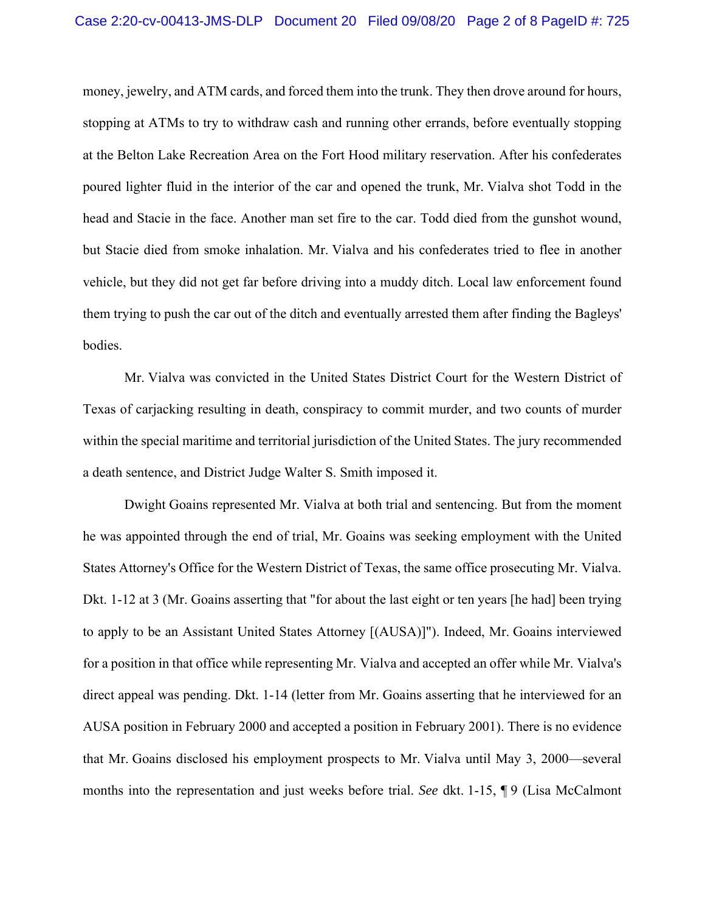money, jewelry, and ATM cards, and forced them into the trunk. They then drove around for hours, stopping at ATMs to try to withdraw cash and running other errands, before eventually stopping at the Belton Lake Recreation Area on the Fort Hood military reservation. After his confederates poured lighter fluid in the interior of the car and opened the trunk, Mr. Vialva shot Todd in the head and Stacie in the face. Another man set fire to the car. Todd died from the gunshot wound, but Stacie died from smoke inhalation. Mr. Vialva and his confederates tried to flee in another vehicle, but they did not get far before driving into a muddy ditch. Local law enforcement found them trying to push the car out of the ditch and eventually arrested them after finding the Bagleys' bodies.

Mr. Vialva was convicted in the United States District Court for the Western District of Texas of carjacking resulting in death, conspiracy to commit murder, and two counts of murder within the special maritime and territorial jurisdiction of the United States. The jury recommended a death sentence, and District Judge Walter S. Smith imposed it.

Dwight Goains represented Mr. Vialva at both trial and sentencing. But from the moment he was appointed through the end of trial, Mr. Goains was seeking employment with the United States Attorney's Office for the Western District of Texas, the same office prosecuting Mr. Vialva. Dkt. 1-12 at 3 (Mr. Goains asserting that "for about the last eight or ten years [he had] been trying to apply to be an Assistant United States Attorney [(AUSA)]"). Indeed, Mr. Goains interviewed for a position in that office while representing Mr. Vialva and accepted an offer while Mr. Vialva's direct appeal was pending. Dkt. 1-14 (letter from Mr. Goains asserting that he interviewed for an AUSA position in February 2000 and accepted a position in February 2001). There is no evidence that Mr. Goains disclosed his employment prospects to Mr. Vialva until May 3, 2000—several months into the representation and just weeks before trial. *See* dkt. 1-15, ¶ 9 (Lisa McCalmont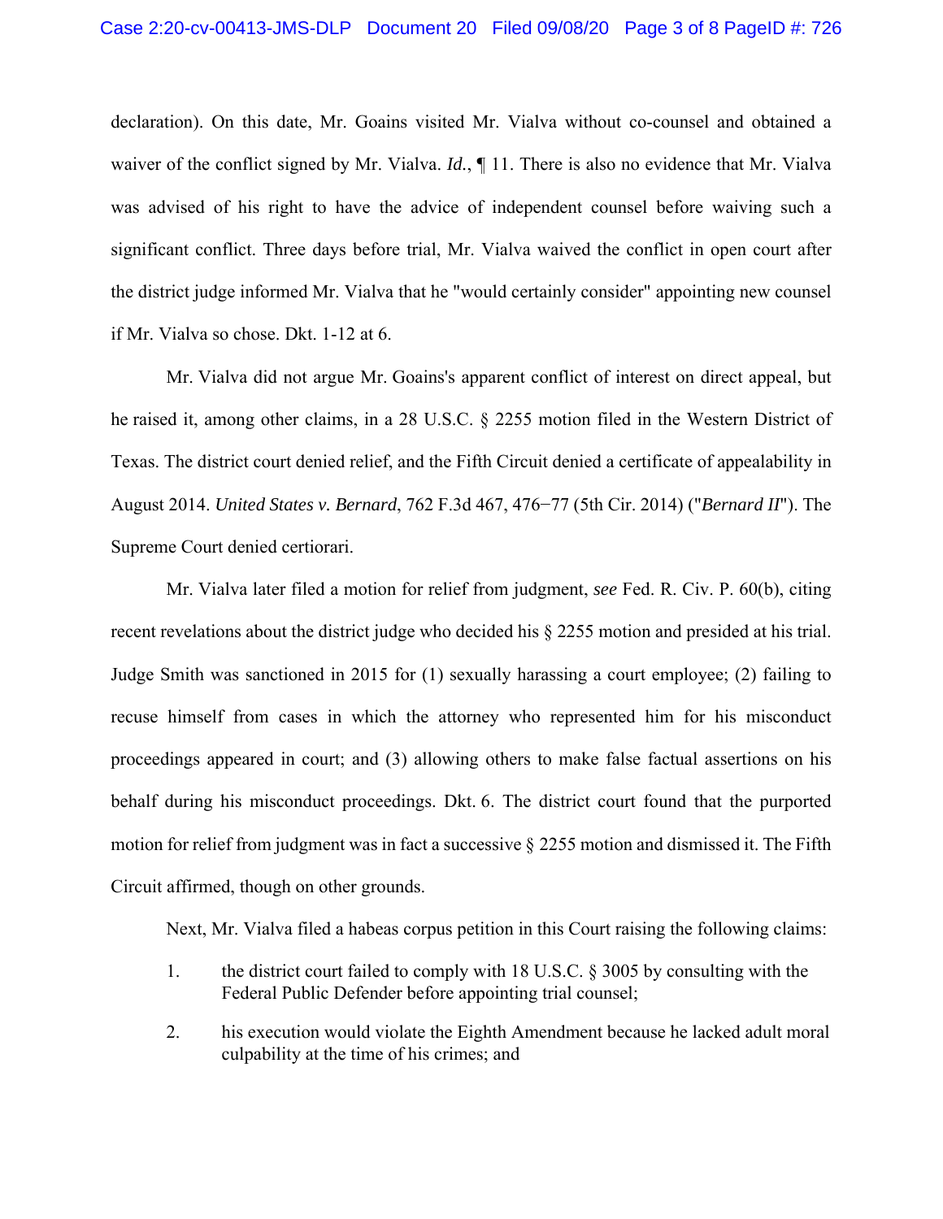declaration). On this date, Mr. Goains visited Mr. Vialva without co-counsel and obtained a waiver of the conflict signed by Mr. Vialva. *Id.*, ¶ 11. There is also no evidence that Mr. Vialva was advised of his right to have the advice of independent counsel before waiving such a significant conflict. Three days before trial, Mr. Vialva waived the conflict in open court after the district judge informed Mr. Vialva that he "would certainly consider" appointing new counsel if Mr. Vialva so chose. Dkt. 1-12 at 6.

Mr. Vialva did not argue Mr. Goains's apparent conflict of interest on direct appeal, but he raised it, among other claims, in a 28 U.S.C. § 2255 motion filed in the Western District of Texas. The district court denied relief, and the Fifth Circuit denied a certificate of appealability in August 2014. *United States v. Bernard*, 762 F.3d 467, 476−77 (5th Cir. 2014) ("*Bernard II*"). The Supreme Court denied certiorari.

Mr. Vialva later filed a motion for relief from judgment, *see* Fed. R. Civ. P. 60(b), citing recent revelations about the district judge who decided his § 2255 motion and presided at his trial. Judge Smith was sanctioned in 2015 for (1) sexually harassing a court employee; (2) failing to recuse himself from cases in which the attorney who represented him for his misconduct proceedings appeared in court; and (3) allowing others to make false factual assertions on his behalf during his misconduct proceedings. Dkt. 6. The district court found that the purported motion for relief from judgment was in fact a successive § 2255 motion and dismissed it. The Fifth Circuit affirmed, though on other grounds.

Next, Mr. Vialva filed a habeas corpus petition in this Court raising the following claims:

1. the district court failed to comply with 18 U.S.C. § 3005 by consulting with the Federal Public Defender before appointing trial counsel;

2. his execution would violate the Eighth Amendment because he lacked adult moral culpability at the time of his crimes; and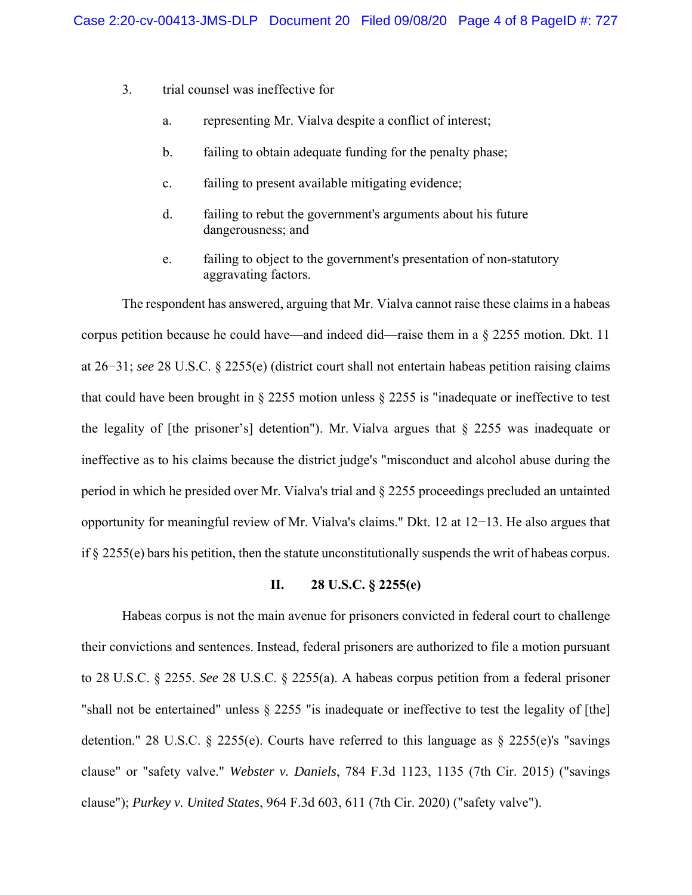3. trial counsel was ineffective for

   a. representing Mr. Vialva despite a conflict of interest;

   b. failing to obtain adequate funding for the penalty phase;

   c. failing to present available mitigating evidence;

   d. failing to rebut the government's arguments about his future dangerousness; and

   e. failing to object to the government's presentation of non-statutory aggravating factors.

The respondent has answered, arguing that Mr. Vialva cannot raise these claims in a habeas corpus petition because he could have—and indeed did—raise them in a § 2255 motion. Dkt. 11 at 26−31; *see* 28 U.S.C. § 2255(e) (district court shall not entertain habeas petition raising claims that could have been brought in § 2255 motion unless § 2255 is "inadequate or ineffective to test the legality of [the prisoner's] detention"). Mr. Vialva argues that § 2255 was inadequate or ineffective as to his claims because the district judge's "misconduct and alcohol abuse during the period in which he presided over Mr. Vialva's trial and § 2255 proceedings precluded an untainted opportunity for meaningful review of Mr. Vialva's claims." Dkt. 12 at 12−13. He also argues that if § 2255(e) bars his petition, then the statute unconstitutionally suspends the writ of habeas corpus.

## II. 28 U.S.C. § 2255(e)

Habeas corpus is not the main avenue for prisoners convicted in federal court to challenge their convictions and sentences. Instead, federal prisoners are authorized to file a motion pursuant to 28 U.S.C. § 2255. *See* 28 U.S.C. § 2255(a). A habeas corpus petition from a federal prisoner "shall not be entertained" unless § 2255 "is inadequate or ineffective to test the legality of [the] detention." 28 U.S.C. § 2255(e). Courts have referred to this language as § 2255(e)'s "savings clause" or "safety valve." *Webster v. Daniels*, 784 F.3d 1123, 1135 (7th Cir. 2015) ("savings clause"); *Purkey v. United States*, 964 F.3d 603, 611 (7th Cir. 2020) ("safety valve").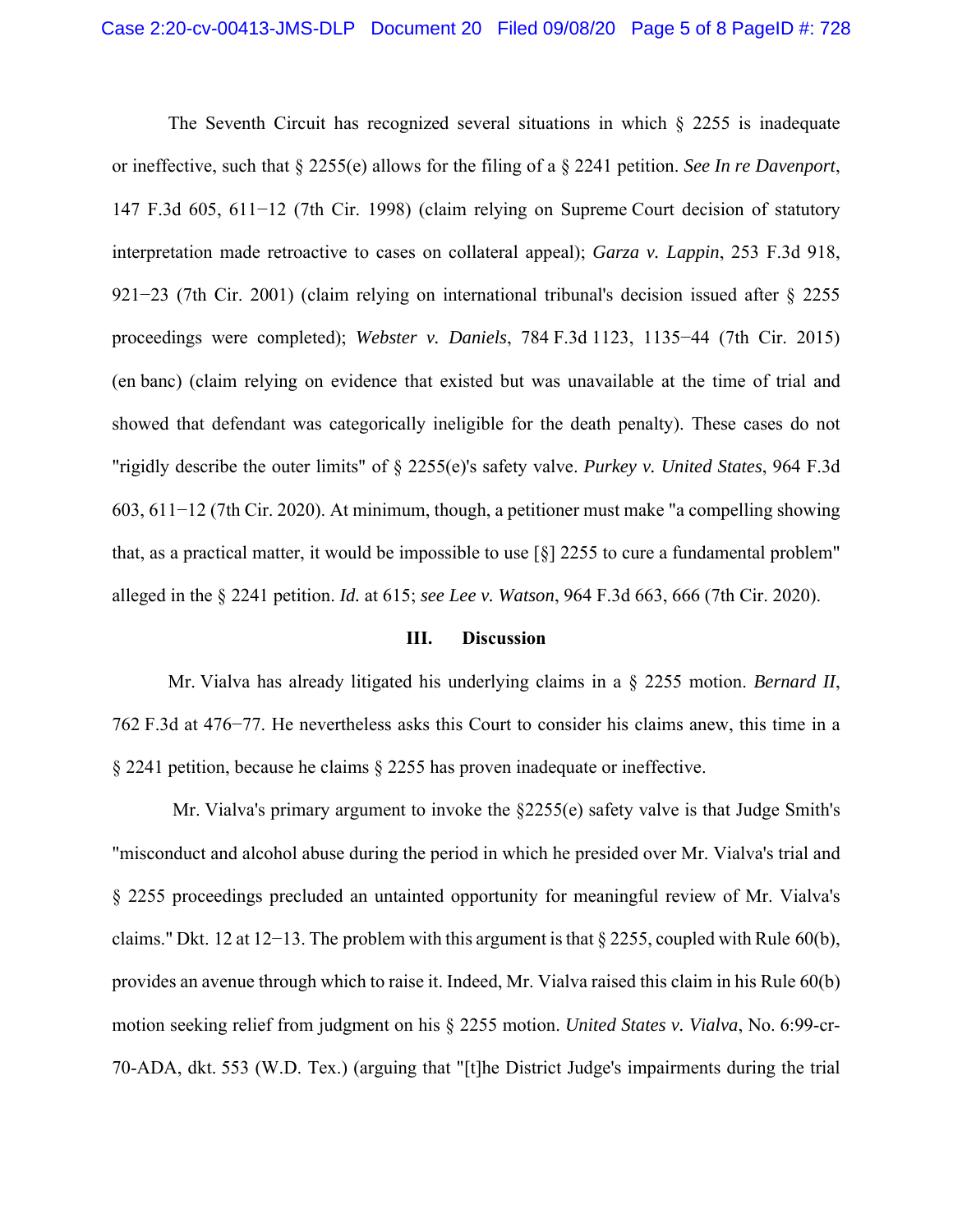The Seventh Circuit has recognized several situations in which § 2255 is inadequate or ineffective, such that § 2255(e) allows for the filing of a § 2241 petition. *See In re Davenport*, 147 F.3d 605, 611−12 (7th Cir. 1998) (claim relying on Supreme Court decision of statutory interpretation made retroactive to cases on collateral appeal); *Garza v. Lappin*, 253 F.3d 918, 921−23 (7th Cir. 2001) (claim relying on international tribunal's decision issued after § 2255 proceedings were completed); *Webster v. Daniels*, 784 F.3d 1123, 1135−44 (7th Cir. 2015) (en banc) (claim relying on evidence that existed but was unavailable at the time of trial and showed that defendant was categorically ineligible for the death penalty). These cases do not "rigidly describe the outer limits" of § 2255(e)'s safety valve. *Purkey v. United States*, 964 F.3d 603, 611−12 (7th Cir. 2020). At minimum, though, a petitioner must make "a compelling showing that, as a practical matter, it would be impossible to use [§] 2255 to cure a fundamental problem" alleged in the § 2241 petition. *Id.* at 615; *see Lee v. Watson*, 964 F.3d 663, 666 (7th Cir. 2020).

### III. Discussion

Mr. Vialva has already litigated his underlying claims in a § 2255 motion. *Bernard II*, 762 F.3d at 476−77. He nevertheless asks this Court to consider his claims anew, this time in a § 2241 petition, because he claims § 2255 has proven inadequate or ineffective.

Mr. Vialva's primary argument to invoke the §2255(e) safety valve is that Judge Smith's "misconduct and alcohol abuse during the period in which he presided over Mr. Vialva's trial and § 2255 proceedings precluded an untainted opportunity for meaningful review of Mr. Vialva's claims." Dkt. 12 at 12−13. The problem with this argument is that § 2255, coupled with Rule 60(b), provides an avenue through which to raise it. Indeed, Mr. Vialva raised this claim in his Rule 60(b) motion seeking relief from judgment on his § 2255 motion. *United States v. Vialva*, No. 6:99-cr-70-ADA, dkt. 553 (W.D. Tex.) (arguing that "[t]he District Judge's impairments during the trial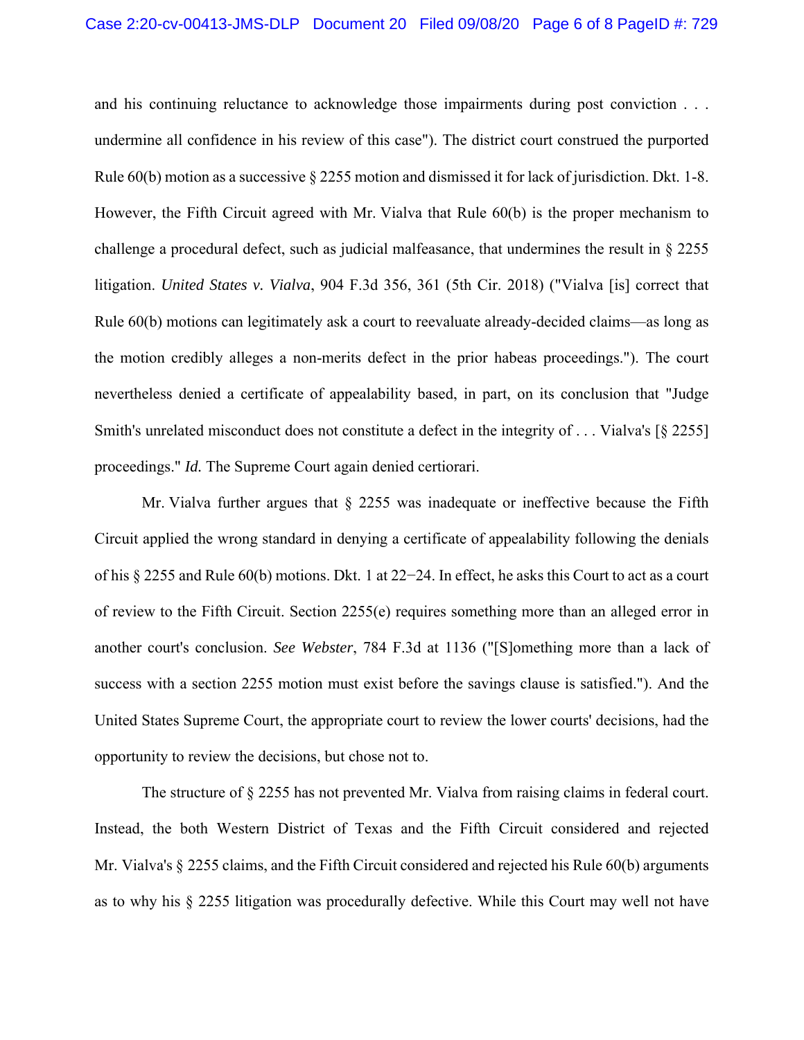and his continuing reluctance to acknowledge those impairments during post conviction . . . undermine all confidence in his review of this case"). The district court construed the purported Rule 60(b) motion as a successive § 2255 motion and dismissed it for lack of jurisdiction. Dkt. 1-8. However, the Fifth Circuit agreed with Mr. Vialva that Rule 60(b) is the proper mechanism to challenge a procedural defect, such as judicial malfeasance, that undermines the result in § 2255 litigation. *United States v. Vialva*, 904 F.3d 356, 361 (5th Cir. 2018) ("Vialva [is] correct that Rule 60(b) motions can legitimately ask a court to reevaluate already-decided claims—as long as the motion credibly alleges a non-merits defect in the prior habeas proceedings."). The court nevertheless denied a certificate of appealability based, in part, on its conclusion that "Judge Smith's unrelated misconduct does not constitute a defect in the integrity of . . . Vialva's [§ 2255] proceedings." *Id.* The Supreme Court again denied certiorari.

Mr. Vialva further argues that § 2255 was inadequate or ineffective because the Fifth Circuit applied the wrong standard in denying a certificate of appealability following the denials of his § 2255 and Rule 60(b) motions. Dkt. 1 at 22−24. In effect, he asks this Court to act as a court of review to the Fifth Circuit. Section 2255(e) requires something more than an alleged error in another court's conclusion. *See Webster*, 784 F.3d at 1136 ("[S]omething more than a lack of success with a section 2255 motion must exist before the savings clause is satisfied."). And the United States Supreme Court, the appropriate court to review the lower courts' decisions, had the opportunity to review the decisions, but chose not to.

The structure of § 2255 has not prevented Mr. Vialva from raising claims in federal court. Instead, the both Western District of Texas and the Fifth Circuit considered and rejected Mr. Vialva's § 2255 claims, and the Fifth Circuit considered and rejected his Rule 60(b) arguments as to why his § 2255 litigation was procedurally defective. While this Court may well not have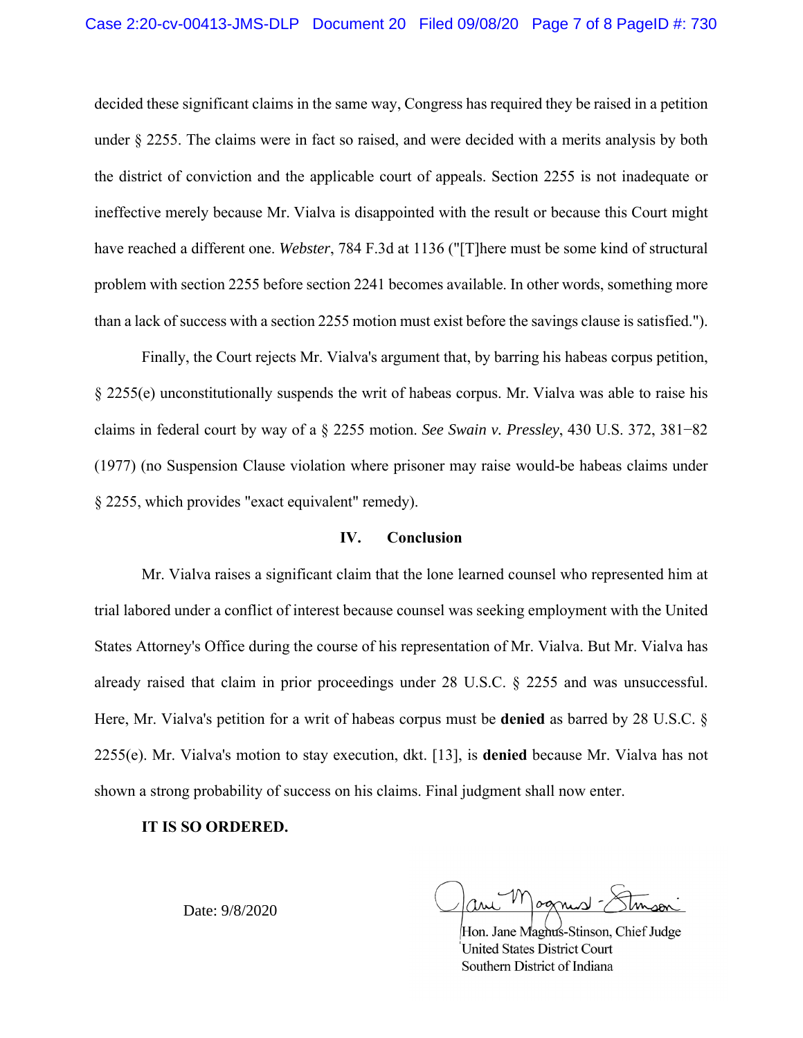decided these significant claims in the same way, Congress has required they be raised in a petition under § 2255. The claims were in fact so raised, and were decided with a merits analysis by both the district of conviction and the applicable court of appeals. Section 2255 is not inadequate or ineffective merely because Mr. Vialva is disappointed with the result or because this Court might have reached a different one. *Webster*, 784 F.3d at 1136 ("[T]here must be some kind of structural problem with section 2255 before section 2241 becomes available. In other words, something more than a lack of success with a section 2255 motion must exist before the savings clause is satisfied.").

Finally, the Court rejects Mr. Vialva's argument that, by barring his habeas corpus petition, § 2255(e) unconstitutionally suspends the writ of habeas corpus. Mr. Vialva was able to raise his claims in federal court by way of a § 2255 motion. *See Swain v. Pressley*, 430 U.S. 372, 381−82 (1977) (no Suspension Clause violation where prisoner may raise would-be habeas claims under § 2255, which provides "exact equivalent" remedy).

## IV. Conclusion

Mr. Vialva raises a significant claim that the lone learned counsel who represented him at trial labored under a conflict of interest because counsel was seeking employment with the United States Attorney's Office during the course of his representation of Mr. Vialva. But Mr. Vialva has already raised that claim in prior proceedings under 28 U.S.C. § 2255 and was unsuccessful. Here, Mr. Vialva's petition for a writ of habeas corpus must be **denied** as barred by 28 U.S.C. § 2255(e). Mr. Vialva's motion to stay execution, dkt. [13], is **denied** because Mr. Vialva has not shown a strong probability of success on his claims. Final judgment shall now enter.

**IT IS SO ORDERED.**

Date: 9/8/2020

Hon. Jane Magnus-Stinson, Chief Judge
United States District Court
Southern District of Indiana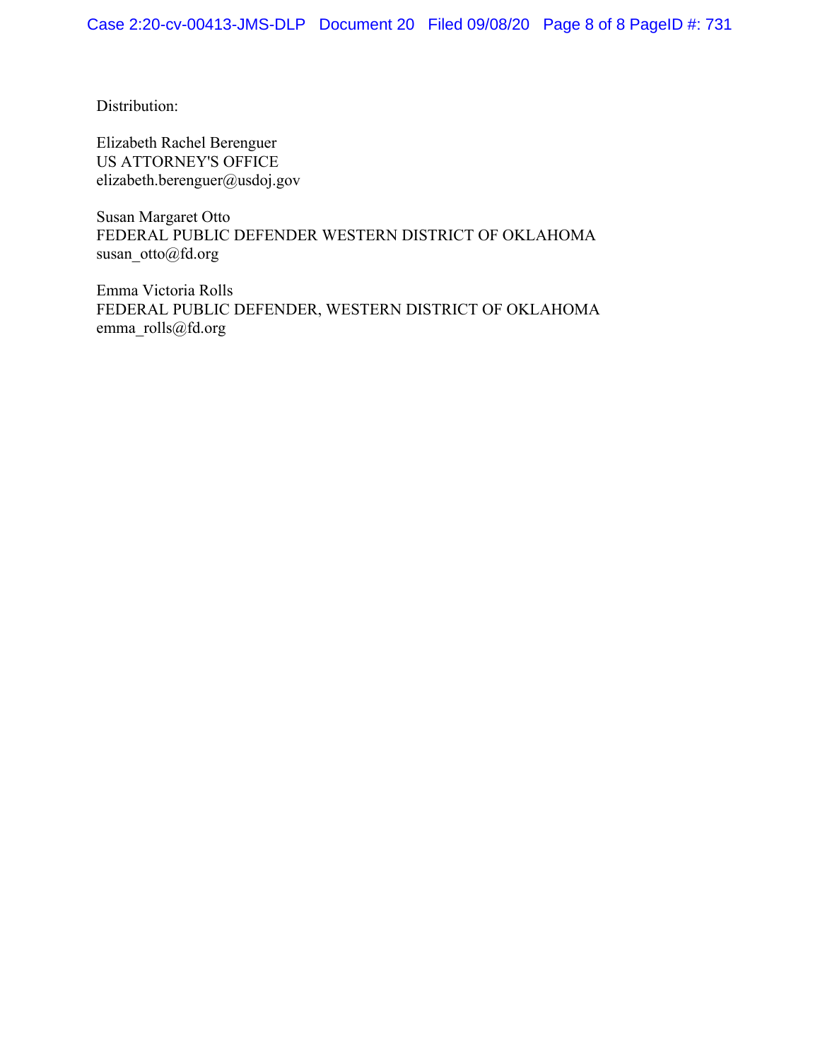Distribution:

Elizabeth Rachel Berenguer
US ATTORNEY'S OFFICE
elizabeth.berenguer@usdoj.gov

Susan Margaret Otto
FEDERAL PUBLIC DEFENDER WESTERN DISTRICT OF OKLAHOMA
susan_otto@fd.org

Emma Victoria Rolls
FEDERAL PUBLIC DEFENDER, WESTERN DISTRICT OF OKLAHOMA
emma_rolls@fd.org